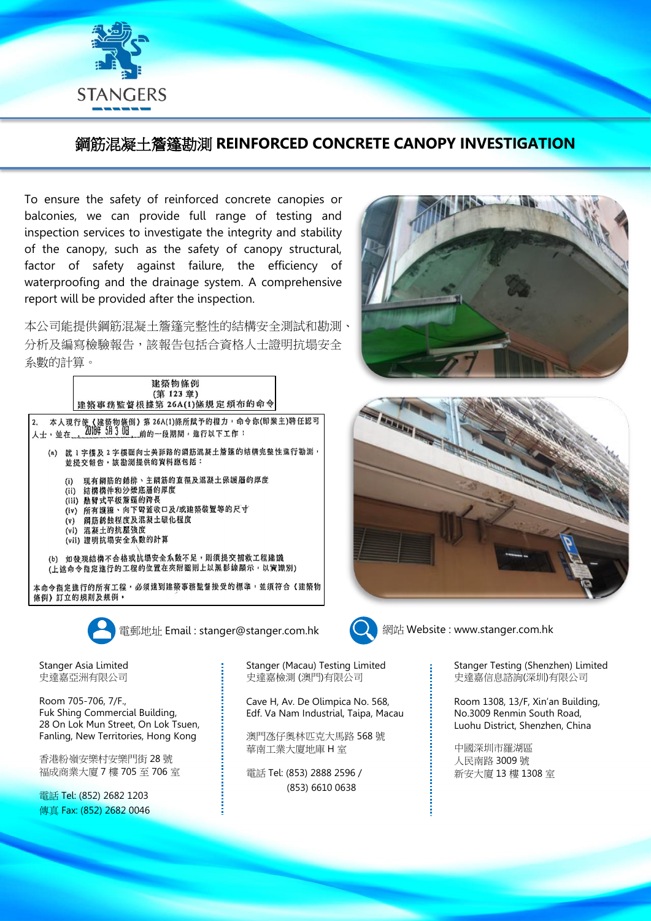STANGERS

# 鋼筋混凝土簷篷勘測 REINFORCED CONCRETE CANOPY INVESTIGATION

To ensure the safety of reinforced concrete canopies or balconies, we can provide full range of testing and inspection services to investigate the integrity and stability of the canopy, such as the safety of canopy structural, factor of safety against failure, the efficiency of waterproofing and the drainage system. A comprehensive report will be provided after the inspection.

本公司能提供鋼筋混凝土簷篷完整性的結構安全測試和勘測、分析及編寫檢驗報告，該報告包括合資格人士證明抗塌安全系數的計算。

建築物條例
(第 123 章)
建築事務監督根據第 26A(1)條規定頒布的命令

2. 本人現行使《建築物條例》第 26A(1)條所賦予的權力，命令你(即業主)聘任認可人士，並在 2018年 5月 3 日 前的一段期間，進行以下工作：

(a) 就 1 字樓及 2 字樓面向士美菲路的鋼筋混凝土簷篷的結構完整性進行勘測，並提交報告，該勘測提供的資料應包括：

(i) 現有鋼筋的鋪排、主鋼筋的直徑及混凝土保護層的厚度
(ii) 結構構件和沙漿底層的厚度
(iii) 懸臂式平板簷篷的跨長
(iv) 所有護牆、向下彎蓋收口及/或建築裝置等的尺寸
(v) 鋼筋銹蝕程度及混凝土碳化程度
(vi) 混凝土的抗壓強度
(vii) 證明抗塌安全系數的計算

(b) 如發現結構不合格或抗塌安全系數不足，則須提交補救工程建議
(上述命令指定進行的工程的位置在夾附圖則上以黑影線顯示，以資識別)

本命令指定進行的所有工程，必須達到建築事務監督接受的標準，並須符合《建築物條例》訂立的規則及規例。

電郵地址 Email : stanger@stanger.com.hk

網站 Website : www.stanger.com.hk

Stanger Asia Limited
史達嘉亞洲有限公司

Room 705-706, 7/F.,
Fuk Shing Commercial Building,
28 On Lok Mun Street, On Lok Tsuen,
Fanling, New Territories, Hong Kong

香港粉嶺安樂村安樂門街 28 號
福成商業大廈 7 樓 705 至 706 室

電話 Tel: (852) 2682 1203
傳真 Fax: (852) 2682 0046

Stanger (Macau) Testing Limited
史達嘉檢測 (澳門)有限公司

Cave H, Av. De Olimpica No. 568,
Edf. Va Nam Industrial, Taipa, Macau

澳門氹仔奧林匹克大馬路 568 號
華南工業大廈地庫 H 室

電話 Tel: (853) 2888 2596 /
(853) 6610 0638

Stanger Testing (Shenzhen) Limited
史達嘉信息諮詢(深圳)有限公司

Room 1308, 13/F, Xin'an Building,
No.3009 Renmin South Road,
Luohu District, Shenzhen, China

中國深圳市羅湖區
人民南路 3009 號
新安大廈 13 樓 1308 室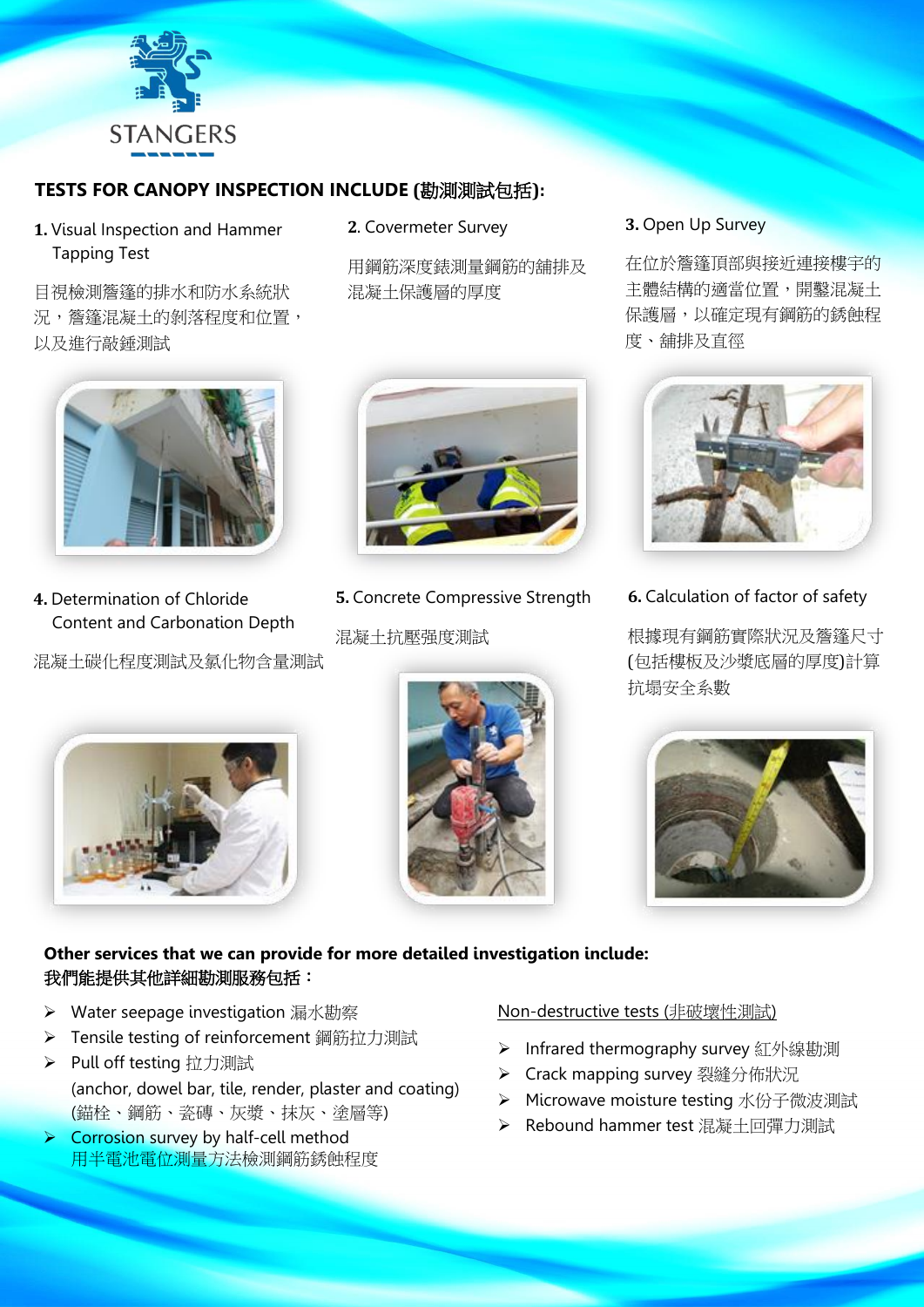STANGERS

## TESTS FOR CANOPY INSPECTION INCLUDE (勘測測試包括):

**1.** Visual Inspection and Hammer Tapping Test

目視檢測簷篷的排水和防水系統狀況，簷篷混凝土的剝落程度和位置，以及進行敲錘測試

**2.** Covermeter Survey

用鋼筋深度錶測量鋼筋的舖排及混凝土保護層的厚度

**3.** Open Up Survey

在位於簷篷頂部與接近連接樓宇的主體結構的適當位置，開鑿混凝土保護層，以確定現有鋼筋的銹蝕程度、舖排及直徑

**4.** Determination of Chloride Content and Carbonation Depth

混凝土碳化程度測試及氯化物含量測試

**5.** Concrete Compressive Strength

混凝土抗壓强度測試

**6.** Calculation of factor of safety

根據現有鋼筋實際狀況及簷篷尺寸(包括樓板及沙漿底層的厚度)計算抗塌安全系數

**Other services that we can provide for more detailed investigation include:**
**我們能提供其他詳細勘測服務包括：**

- Water seepage investigation 漏水勘察
- Tensile testing of reinforcement 鋼筋拉力測試
- Pull off testing 拉力測試
  (anchor, dowel bar, tile, render, plaster and coating)
  (錨栓、鋼筋、瓷磚、灰漿、抹灰、塗層等)
- Corrosion survey by half-cell method
  用半電池電位測量方法檢測鋼筋銹蝕程度

Non-destructive tests (非破壞性測試)

- Infrared thermography survey 紅外線勘測
- Crack mapping survey 裂縫分佈狀況
- Microwave moisture testing 水份子微波測試
- Rebound hammer test 混凝土回彈力測試